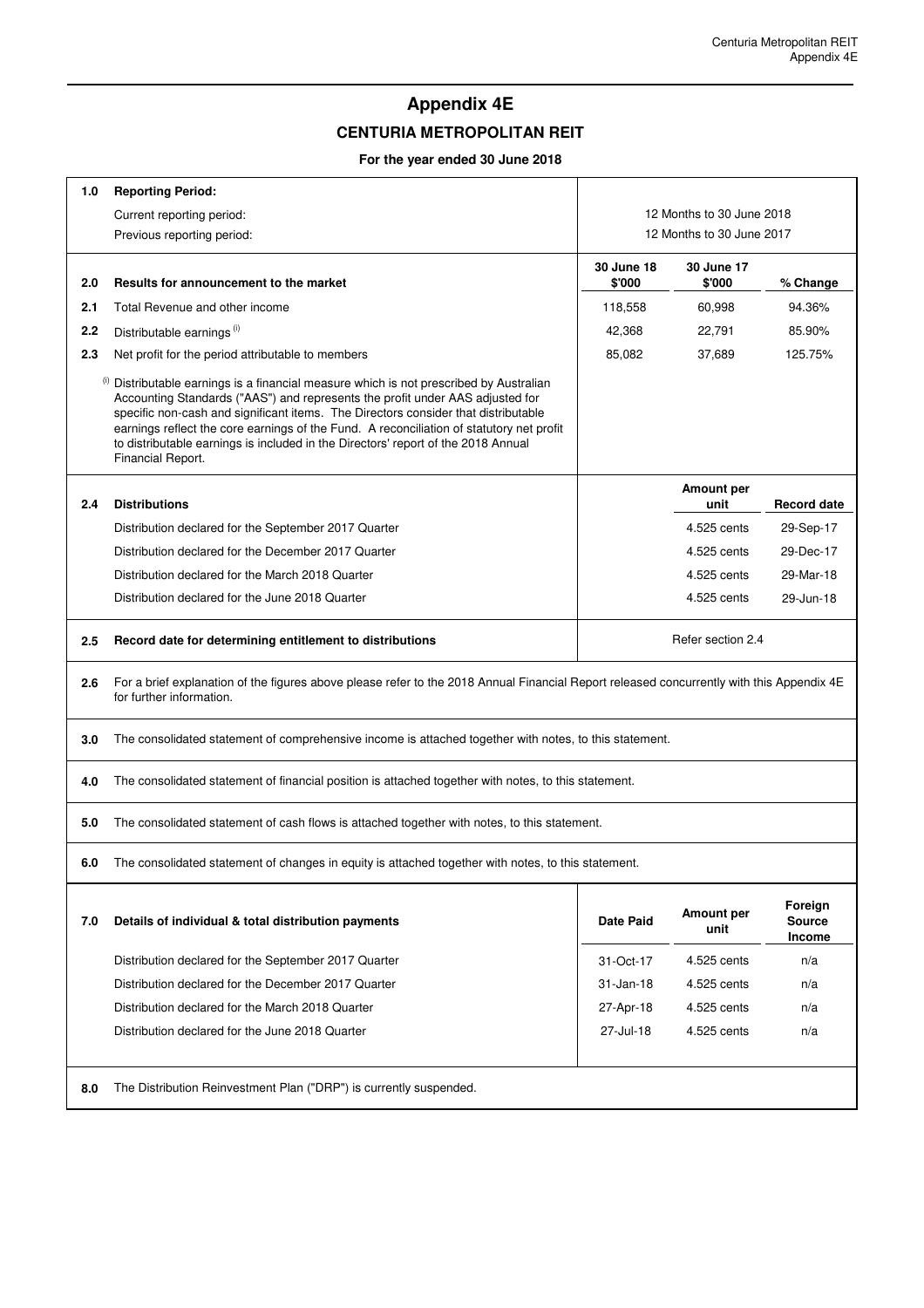# Appendix 4E

## CENTURIA METROPOLITAN REIT

**For the year ended 30 June 2018**

| | | | | |
|---|---|---|---|---|
| **1.0** | **Reporting Period:** | | | |
| | Current reporting period: | 12 Months to 30 June 2018 | | |
| | Previous reporting period: | 12 Months to 30 June 2017 | | |

| | | 30 June 18 $'000 | 30 June 17 $'000 | % Change |
|---|---|---|---|---|
| **2.0** | **Results for announcement to the market** | | | |
| **2.1** | Total Revenue and other income | 118,558 | 60,998 | 94.36% |
| **2.2** | Distributable earnings [(i)] | 42,368 | 22,791 | 85.90% |
| **2.3** | Net profit for the period attributable to members | 85,082 | 37,689 | 125.75% |

[(i)] Distributable earnings is a financial measure which is not prescribed by Australian Accounting Standards ("AAS") and represents the profit under AAS adjusted for specific non-cash and significant items. The Directors consider that distributable earnings reflect the core earnings of the Fund. A reconciliation of statutory net profit to distributable earnings is included in the Directors' report of the 2018 Annual Financial Report.

| | | Amount per unit | Record date |
|---|---|---|---|
| **2.4** | **Distributions** | | |
| | Distribution declared for the September 2017 Quarter | 4.525 cents | 29-Sep-17 |
| | Distribution declared for the December 2017 Quarter | 4.525 cents | 29-Dec-17 |
| | Distribution declared for the March 2018 Quarter | 4.525 cents | 29-Mar-18 |
| | Distribution declared for the June 2018 Quarter | 4.525 cents | 29-Jun-18 |

**2.5** **Record date for determining entitlement to distributions** — Refer section 2.4

**2.6** For a brief explanation of the figures above please refer to the 2018 Annual Financial Report released concurrently with this Appendix 4E for further information.

**3.0** The consolidated statement of comprehensive income is attached together with notes, to this statement.

**4.0** The consolidated statement of financial position is attached together with notes, to this statement.

**5.0** The consolidated statement of cash flows is attached together with notes, to this statement.

**6.0** The consolidated statement of changes in equity is attached together with notes, to this statement.

| | | Date Paid | Amount per unit | Foreign Source Income |
|---|---|---|---|---|
| **7.0** | **Details of individual & total distribution payments** | | | |
| | Distribution declared for the September 2017 Quarter | 31-Oct-17 | 4.525 cents | n/a |
| | Distribution declared for the December 2017 Quarter | 31-Jan-18 | 4.525 cents | n/a |
| | Distribution declared for the March 2018 Quarter | 27-Apr-18 | 4.525 cents | n/a |
| | Distribution declared for the June 2018 Quarter | 27-Jul-18 | 4.525 cents | n/a |

**8.0** The Distribution Reinvestment Plan ("DRP") is currently suspended.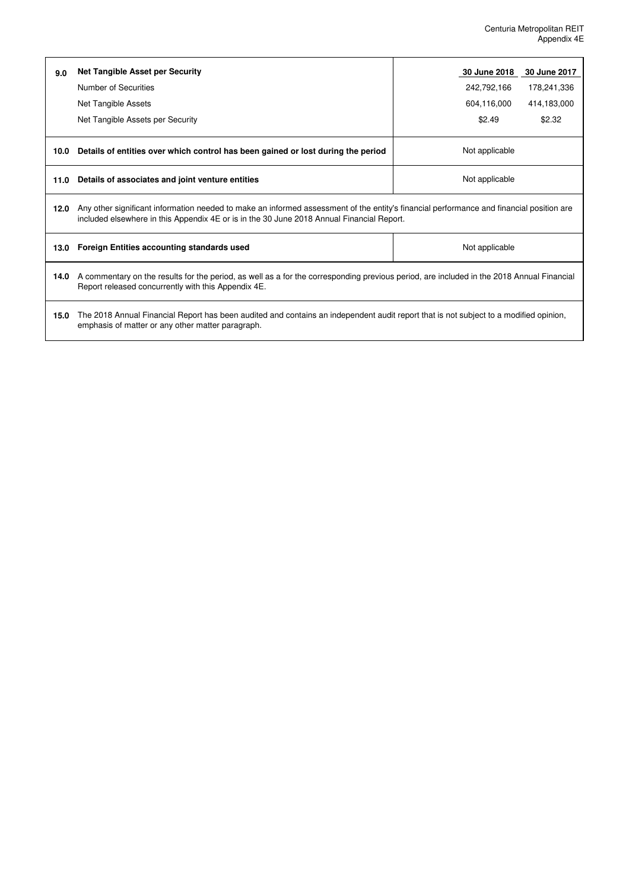| | | | |
|---|---|---|---|
| **9.0** | **Net Tangible Asset per Security** | **30 June 2018** | **30 June 2017** |
| | Number of Securities | 242,792,166 | 178,241,336 |
| | Net Tangible Assets | 604,116,000 | 414,183,000 |
| | Net Tangible Assets per Security | $2.49 | $2.32 |
| **10.0** | **Details of entities over which control has been gained or lost during the period** | Not applicable | |
| **11.0** | **Details of associates and joint venture entities** | Not applicable | |
| **12.0** | Any other significant information needed to make an informed assessment of the entity's financial performance and financial position are included elsewhere in this Appendix 4E or is in the 30 June 2018 Annual Financial Report. | | |
| **13.0** | **Foreign Entities accounting standards used** | Not applicable | |
| **14.0** | A commentary on the results for the period, as well as a for the corresponding previous period, are included in the 2018 Annual Financial Report released concurrently with this Appendix 4E. | | |
| **15.0** | The 2018 Annual Financial Report has been audited and contains an independent audit report that is not subject to a modified opinion, emphasis of matter or any other matter paragraph. | | |